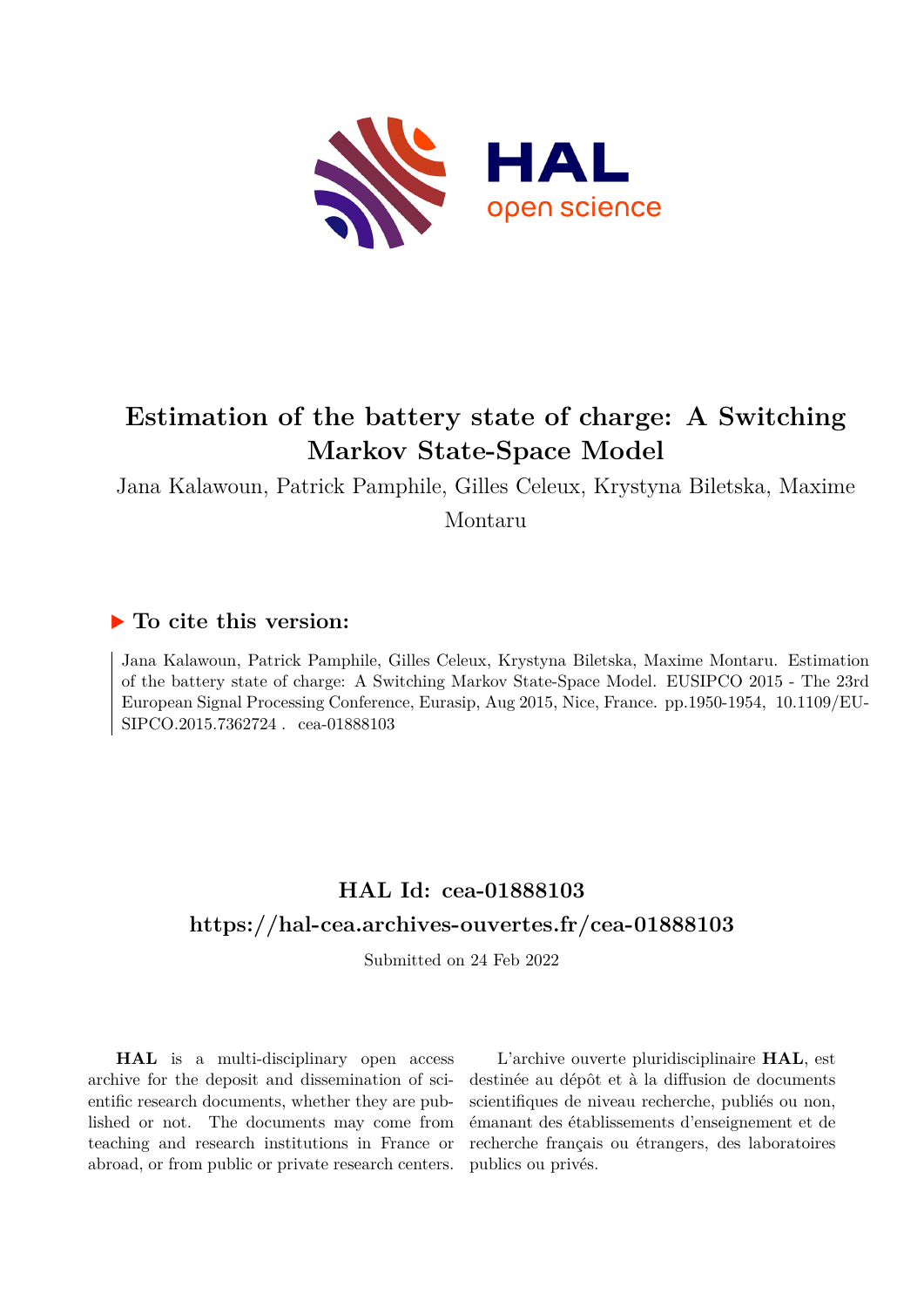# Estimation of the battery state of charge: A Switching Markov State-Space Model

Jana Kalawoun, Patrick Pamphile, Gilles Celeux, Krystyna Biletska, Maxime Montaru

## ▶ To cite this version:

Jana Kalawoun, Patrick Pamphile, Gilles Celeux, Krystyna Biletska, Maxime Montaru. Estimation of the battery state of charge: A Switching Markov State-Space Model. EUSIPCO 2015 - The 23rd European Signal Processing Conference, Eurasip, Aug 2015, Nice, France. pp.1950-1954, 10.1109/EUSIPCO.2015.7362724 . cea-01888103

## HAL Id: cea-01888103

## https://hal-cea.archives-ouvertes.fr/cea-01888103

Submitted on 24 Feb 2022

**HAL** is a multi-disciplinary open access archive for the deposit and dissemination of scientific research documents, whether they are published or not. The documents may come from teaching and research institutions in France or abroad, or from public or private research centers.

L'archive ouverte pluridisciplinaire **HAL**, est destinée au dépôt et à la diffusion de documents scientifiques de niveau recherche, publiés ou non, émanant des établissements d'enseignement et de recherche français ou étrangers, des laboratoires publics ou privés.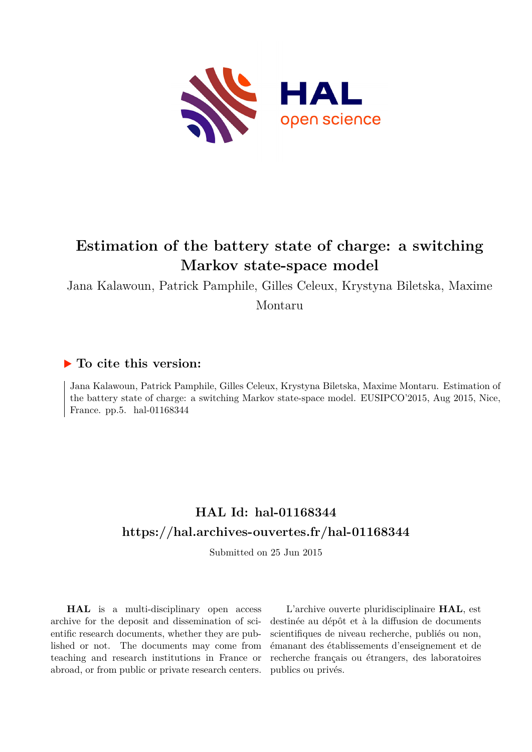# Estimation of the battery state of charge: a switching Markov state-space model

Jana Kalawoun, Patrick Pamphile, Gilles Celeux, Krystyna Biletska, Maxime Montaru

## ▶ To cite this version:

Jana Kalawoun, Patrick Pamphile, Gilles Celeux, Krystyna Biletska, Maxime Montaru. Estimation of the battery state of charge: a switching Markov state-space model. EUSIPCO'2015, Aug 2015, Nice, France. pp.5. hal-01168344

## HAL Id: hal-01168344

## https://hal.archives-ouvertes.fr/hal-01168344

Submitted on 25 Jun 2015

**HAL** is a multi-disciplinary open access archive for the deposit and dissemination of scientific research documents, whether they are published or not. The documents may come from teaching and research institutions in France or abroad, or from public or private research centers.

L'archive ouverte pluridisciplinaire **HAL**, est destinée au dépôt et à la diffusion de documents scientifiques de niveau recherche, publiés ou non, émanant des établissements d'enseignement et de recherche français ou étrangers, des laboratoires publics ou privés.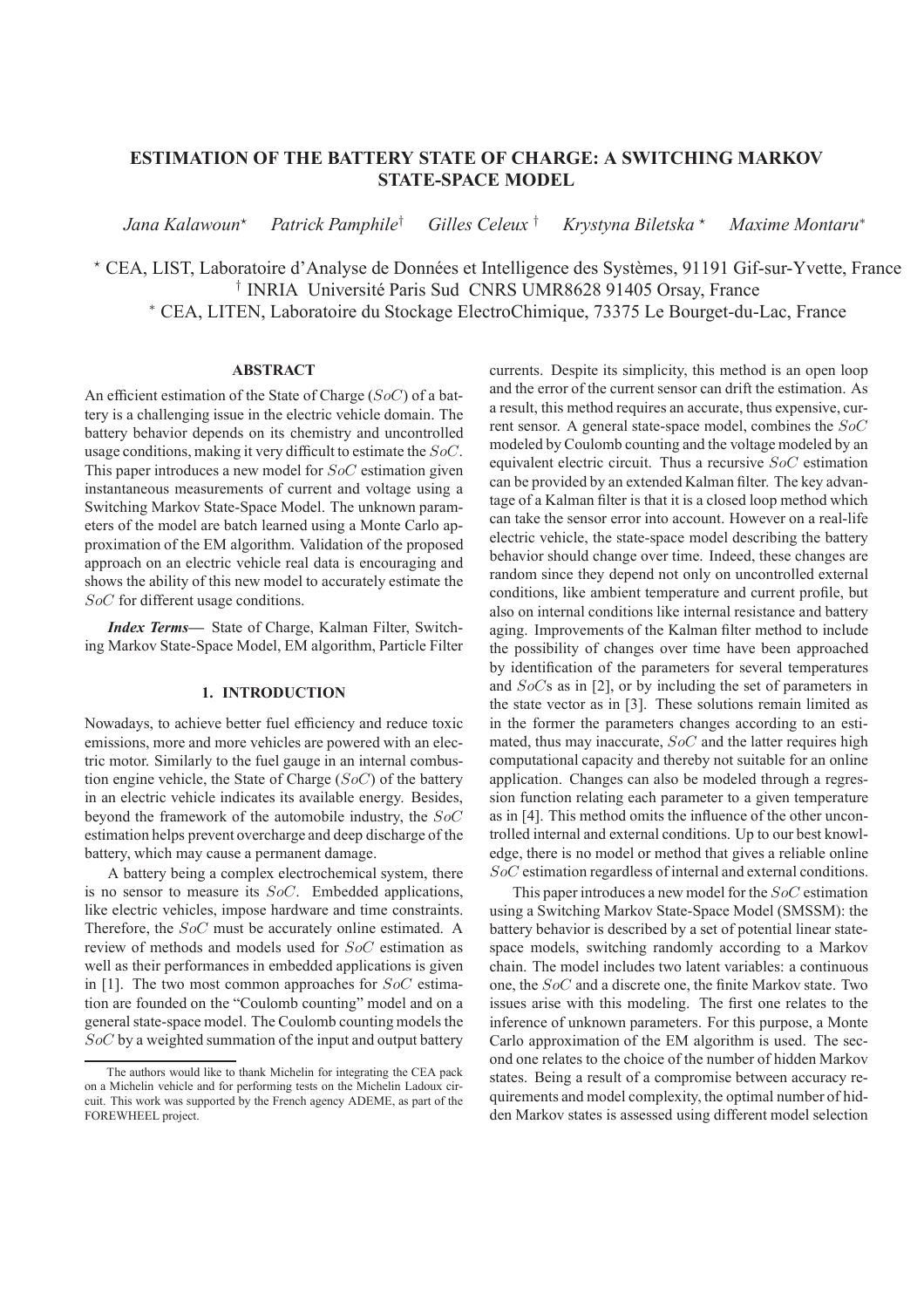# ESTIMATION OF THE BATTERY STATE OF CHARGE: A SWITCHING MARKOV STATE-SPACE MODEL

*Jana Kalawoun*[⋆] *Patrick Pamphile*[†] *Gilles Celeux*[†] *Krystyna Biletska*[⋆] *Maxime Montaru*[*]

[⋆] CEA, LIST, Laboratoire d'Analyse de Données et Intelligence des Systèmes, 91191 Gif-sur-Yvette, France
[†] INRIA Université Paris Sud CNRS UMR8628 91405 Orsay, France
[*] CEA, LITEN, Laboratoire du Stockage ElectroChimique, 73375 Le Bourget-du-Lac, France

## ABSTRACT

An efficient estimation of the State of Charge ($SoC$) of a battery is a challenging issue in the electric vehicle domain. The battery behavior depends on its chemistry and uncontrolled usage conditions, making it very difficult to estimate the $SoC$. This paper introduces a new model for $SoC$ estimation given instantaneous measurements of current and voltage using a Switching Markov State-Space Model. The unknown parameters of the model are batch learned using a Monte Carlo approximation of the EM algorithm. Validation of the proposed approach on an electric vehicle real data is encouraging and shows the ability of this new model to accurately estimate the $SoC$ for different usage conditions.

***Index Terms***— State of Charge, Kalman Filter, Switching Markov State-Space Model, EM algorithm, Particle Filter

## 1. INTRODUCTION

Nowadays, to achieve better fuel efficiency and reduce toxic emissions, more and more vehicles are powered with an electric motor. Similarly to the fuel gauge in an internal combustion engine vehicle, the State of Charge ($SoC$) of the battery in an electric vehicle indicates its available energy. Besides, beyond the framework of the automobile industry, the $SoC$ estimation helps prevent overcharge and deep discharge of the battery, which may cause a permanent damage.

A battery being a complex electrochemical system, there is no sensor to measure its $SoC$. Embedded applications, like electric vehicles, impose hardware and time constraints. Therefore, the $SoC$ must be accurately online estimated. A review of methods and models used for $SoC$ estimation as well as their performances in embedded applications is given in [1]. The two most common approaches for $SoC$ estimation are founded on the "Coulomb counting" model and on a general state-space model. The Coulomb counting models the $SoC$ by a weighted summation of the input and output battery currents. Despite its simplicity, this method is an open loop and the error of the current sensor can drift the estimation. As a result, this method requires an accurate, thus expensive, current sensor. A general state-space model, combines the $SoC$ modeled by Coulomb counting and the voltage modeled by an equivalent electric circuit. Thus a recursive $SoC$ estimation can be provided by an extended Kalman filter. The key advantage of a Kalman filter is that it is a closed loop method which can take the sensor error into account. However on a real-life electric vehicle, the state-space model describing the battery behavior should change over time. Indeed, these changes are random since they depend not only on uncontrolled external conditions, like ambient temperature and current profile, but also on internal conditions like internal resistance and battery aging. Improvements of the Kalman filter method to include the possibility of changes over time have been approached by identification of the parameters for several temperatures and $SoC$s as in [2], or by including the set of parameters in the state vector as in [3]. These solutions remain limited as in the former the parameters changes according to an estimated, thus may inaccurate, $SoC$ and the latter requires high computational capacity and thereby not suitable for an online application. Changes can also be modeled through a regression function relating each parameter to a given temperature as in [4]. This method omits the influence of the other uncontrolled internal and external conditions. Up to our best knowledge, there is no model or method that gives a reliable online $SoC$ estimation regardless of internal and external conditions.

This paper introduces a new model for the $SoC$ estimation using a Switching Markov State-Space Model (SMSSM): the battery behavior is described by a set of potential linear state-space models, switching randomly according to a Markov chain. The model includes two latent variables: a continuous one, the $SoC$ and a discrete one, the finite Markov state. Two issues arise with this modeling. The first one relates to the inference of unknown parameters. For this purpose, a Monte Carlo approximation of the EM algorithm is used. The second one relates to the choice of the number of hidden Markov states. Being a result of a compromise between accuracy requirements and model complexity, the optimal number of hidden Markov states is assessed using different model selection

The authors would like to thank Michelin for integrating the CEA pack on a Michelin vehicle and for performing tests on the Michelin Ladoux circuit. This work was supported by the French agency ADEME, as part of the FOREWHEEL project.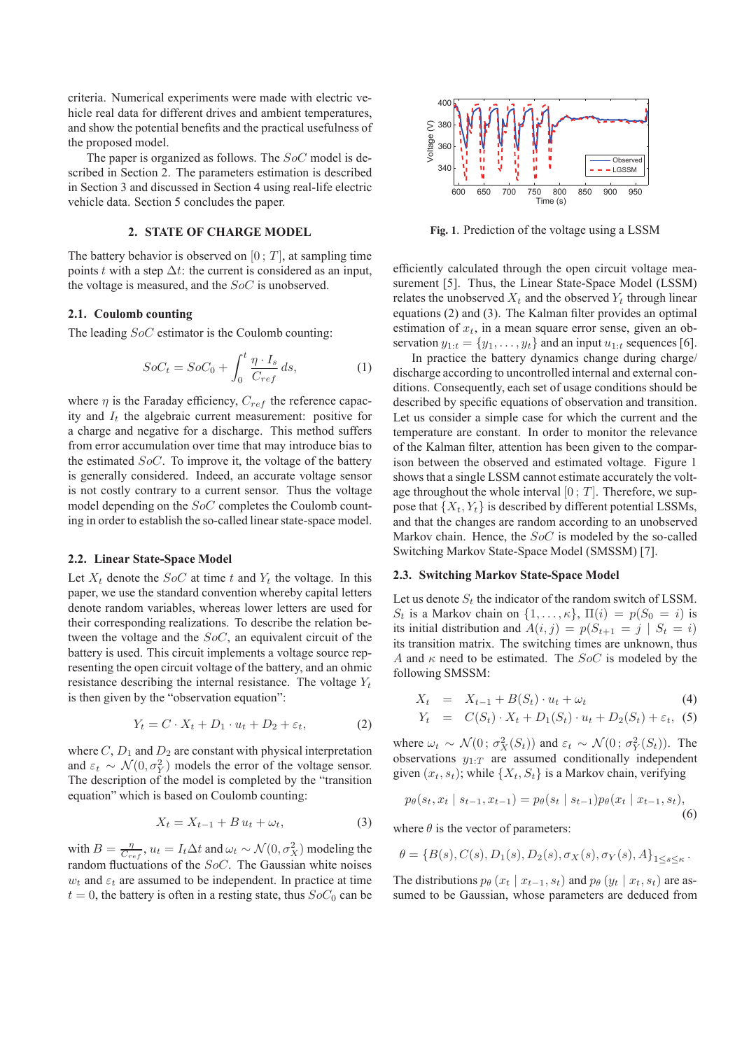criteria. Numerical experiments were made with electric vehicle real data for different drives and ambient temperatures, and show the potential benefits and the practical usefulness of the proposed model.

The paper is organized as follows. The $SoC$ model is described in Section 2. The parameters estimation is described in Section 3 and discussed in Section 4 using real-life electric vehicle data. Section 5 concludes the paper.

## 2. STATE OF CHARGE MODEL

The battery behavior is observed on $[0\,;\,T]$, at sampling time points $t$ with a step $\Delta t$: the current is considered as an input, the voltage is measured, and the $SoC$ is unobserved.

### 2.1. Coulomb counting

The leading $SoC$ estimator is the Coulomb counting:

$$SoC_t = SoC_0 + \int_0^t \frac{\eta \cdot I_s}{C_{ref}}\, ds, \tag{1}$$

where $\eta$ is the Faraday efficiency, $C_{ref}$ the reference capacity and $I_t$ the algebraic current measurement: positive for a charge and negative for a discharge. This method suffers from error accumulation over time that may introduce bias to the estimated $SoC$. To improve it, the voltage of the battery is generally considered. Indeed, an accurate voltage sensor is not costly contrary to a current sensor. Thus the voltage model depending on the $SoC$ completes the Coulomb counting in order to establish the so-called linear state-space model.

### 2.2. Linear State-Space Model

Let $X_t$ denote the $SoC$ at time $t$ and $Y_t$ the voltage. In this paper, we use the standard convention whereby capital letters denote random variables, whereas lower letters are used for their corresponding realizations. To describe the relation between the voltage and the $SoC$, an equivalent circuit of the battery is used. This circuit implements a voltage source representing the open circuit voltage of the battery, and an ohmic resistance describing the internal resistance. The voltage $Y_t$ is then given by the "observation equation":

$$Y_t = C \cdot X_t + D_1 \cdot u_t + D_2 + \varepsilon_t, \tag{2}$$

where $C$, $D_1$ and $D_2$ are constant with physical interpretation and $\varepsilon_t \sim \mathcal{N}(0, \sigma_Y^2)$ models the error of the voltage sensor. The description of the model is completed by the "transition equation" which is based on Coulomb counting:

$$X_t = X_{t-1} + B\, u_t + \omega_t, \tag{3}$$

with $B = \frac{\eta}{C_{ref}}$, $u_t = I_t \Delta t$ and $\omega_t \sim \mathcal{N}(0, \sigma_X^2)$ modeling the random fluctuations of the $SoC$. The Gaussian white noises $w_t$ and $\varepsilon_t$ are assumed to be independent. In practice at time $t = 0$, the battery is often in a resting state, thus $SoC_0$ can be efficiently calculated through the open circuit voltage measurement [5]. Thus, the Linear State-Space Model (LSSM) relates the unobserved $X_t$ and the observed $Y_t$ through linear equations (2) and (3). The Kalman filter provides an optimal estimation of $x_t$, in a mean square error sense, given an observation $y_{1:t} = \{y_1, \ldots, y_t\}$ and an input $u_{1:t}$ sequences [6].

**Fig. 1**. Prediction of the voltage using a LSSM

In practice the battery dynamics change during charge/discharge according to uncontrolled internal and external conditions. Consequently, each set of usage conditions should be described by specific equations of observation and transition. Let us consider a simple case for which the current and the temperature are constant. In order to monitor the relevance of the Kalman filter, attention has been given to the comparison between the observed and estimated voltage. Figure 1 shows that a single LSSM cannot estimate accurately the voltage throughout the whole interval $[0\,;\,T]$. Therefore, we suppose that $\{X_t, Y_t\}$ is described by different potential LSSMs, and that the changes are random according to an unobserved Markov chain. Hence, the $SoC$ is modeled by the so-called Switching Markov State-Space Model (SMSSM) [7].

### 2.3. Switching Markov State-Space Model

Let us denote $S_t$ the indicator of the random switch of LSSM. $S_t$ is a Markov chain on $\{1, \ldots, \kappa\}$, $\Pi(i) = p(S_0 = i)$ is its initial distribution and $A(i,j) = p(S_{t+1} = j \mid S_t = i)$ its transition matrix. The switching times are unknown, thus $A$ and $\kappa$ need to be estimated. The $SoC$ is modeled by the following SMSSM:

$$\begin{aligned} X_t &= X_{t-1} + B(S_t) \cdot u_t + \omega_t & (4)\\ Y_t &= C(S_t) \cdot X_t + D_1(S_t) \cdot u_t + D_2(S_t) + \varepsilon_t, & (5) \end{aligned}$$

where $\omega_t \sim \mathcal{N}(0\,;\, \sigma_X^2(S_t))$ and $\varepsilon_t \sim \mathcal{N}(0\,;\, \sigma_Y^2(S_t))$. The observations $y_{1:T}$ are assumed conditionally independent given $(x_t, s_t)$; while $\{X_t, S_t\}$ is a Markov chain, verifying

$$p_\theta(s_t, x_t \mid s_{t-1}, x_{t-1}) = p_\theta(s_t \mid s_{t-1}) p_\theta(x_t \mid x_{t-1}, s_t), \tag{6}$$

where $\theta$ is the vector of parameters:

$$\theta = \{B(s), C(s), D_1(s), D_2(s), \sigma_X(s), \sigma_Y(s), A\}_{1 \leq s \leq \kappa}.$$

The distributions $p_\theta(x_t \mid x_{t-1}, s_t)$ and $p_\theta(y_t \mid x_t, s_t)$ are assumed to be Gaussian, whose parameters are deduced from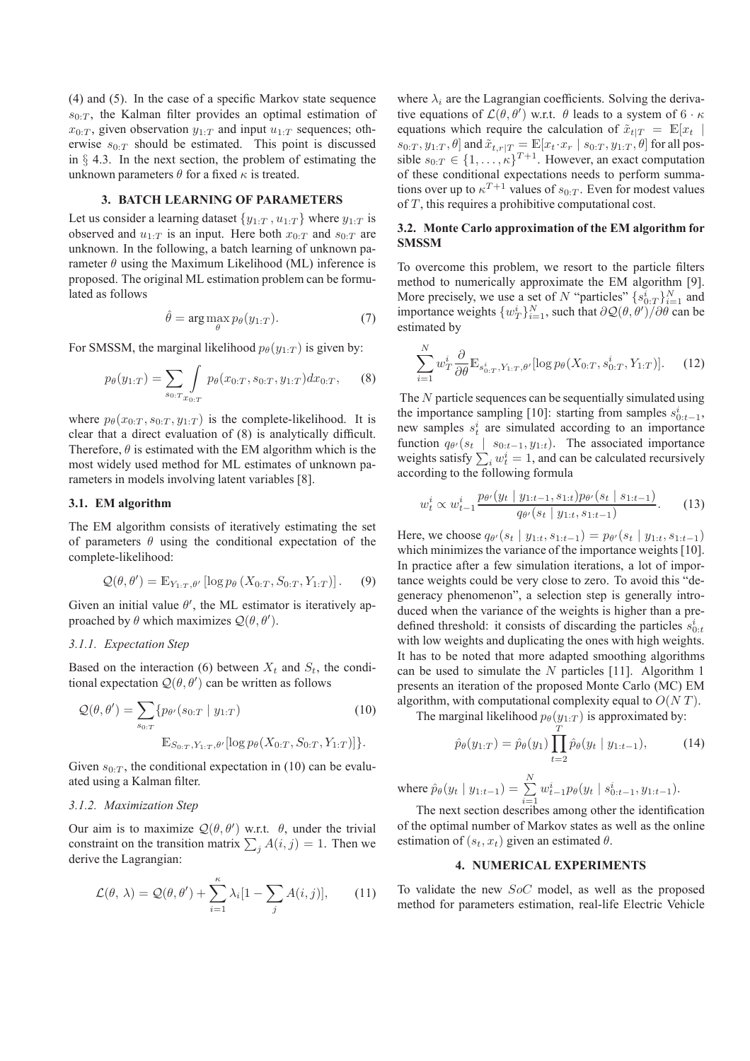(4) and (5). In the case of a specific Markov state sequence $s_{0:T}$, the Kalman filter provides an optimal estimation of $x_{0:T}$, given observation $y_{1:T}$ and input $u_{1:T}$ sequences; otherwise $s_{0:T}$ should be estimated. This point is discussed in § 4.3. In the next section, the problem of estimating the unknown parameters $\theta$ for a fixed $\kappa$ is treated.

## 3. BATCH LEARNING OF PARAMETERS

Let us consider a learning dataset $\{y_{1:T}, u_{1:T}\}$ where $y_{1:T}$ is observed and $u_{1:T}$ is an input. Here both $x_{0:T}$ and $s_{0:T}$ are unknown. In the following, a batch learning of unknown parameter $\theta$ using the Maximum Likelihood (ML) inference is proposed. The original ML estimation problem can be formulated as follows

$$\hat{\theta} = \arg\max_{\theta} p_\theta(y_{1:T}). \tag{7}$$

For SMSSM, the marginal likelihood $p_\theta(y_{1:T})$ is given by:

$$p_\theta(y_{1:T}) = \sum_{s_{0:T}} \int_{x_{0:T}} p_\theta(x_{0:T}, s_{0:T}, y_{1:T}) dx_{0:T}, \tag{8}$$

where $p_\theta(x_{0:T}, s_{0:T}, y_{1:T})$ is the complete-likelihood. It is clear that a direct evaluation of (8) is analytically difficult. Therefore, $\theta$ is estimated with the EM algorithm which is the most widely used method for ML estimates of unknown parameters in models involving latent variables [8].

### 3.1. EM algorithm

The EM algorithm consists of iteratively estimating the set of parameters $\theta$ using the conditional expectation of the complete-likelihood:

$$\mathcal{Q}(\theta, \theta') = \mathbb{E}_{Y_{1:T}, \theta'} \left[ \log p_\theta \left( X_{0:T}, S_{0:T}, Y_{1:T} \right) \right]. \tag{9}$$

Given an initial value $\theta'$, the ML estimator is iteratively approached by $\theta$ which maximizes $\mathcal{Q}(\theta, \theta')$.

#### *3.1.1. Expectation Step*

Based on the interaction (6) between $X_t$ and $S_t$, the conditional expectation $\mathcal{Q}(\theta, \theta')$ can be written as follows

$$\mathcal{Q}(\theta, \theta') = \sum_{s_{0:T}} \{ p_{\theta'}(s_{0:T} \mid y_{1:T}) \tag{10}$$
$$\mathbb{E}_{S_{0:T}, Y_{1:T}, \theta'}[\log p_\theta(X_{0:T}, S_{0:T}, Y_{1:T})] \}.$$

Given $s_{0:T}$, the conditional expectation in (10) can be evaluated using a Kalman filter.

#### *3.1.2. Maximization Step*

Our aim is to maximize $\mathcal{Q}(\theta, \theta')$ w.r.t. $\theta$, under the trivial constraint on the transition matrix $\sum_j A(i,j) = 1$. Then we derive the Lagrangian:

$$\mathcal{L}(\theta, \lambda) = \mathcal{Q}(\theta, \theta') + \sum_{i=1}^{\kappa} \lambda_i [1 - \sum_j A(i,j)], \tag{11}$$

where $\lambda_i$ are the Lagrangian coefficients. Solving the derivative equations of $\mathcal{L}(\theta, \theta')$ w.r.t. $\theta$ leads to a system of $6 \cdot \kappa$ equations which require the calculation of $\tilde{x}_{t|T} = \mathbb{E}[x_t \mid s_{0:T}, y_{1:T}, \theta]$ and $\tilde{x}_{t,r|T} = \mathbb{E}[x_t \cdot x_r \mid s_{0:T}, y_{1:T}, \theta]$ for all possible $s_{0:T} \in \{1, \ldots, \kappa\}^{T+1}$. However, an exact computation of these conditional expectations needs to perform summations over up to $\kappa^{T+1}$ values of $s_{0:T}$. Even for modest values of $T$, this requires a prohibitive computational cost.

### 3.2. Monte Carlo approximation of the EM algorithm for SMSSM

To overcome this problem, we resort to the particle filters method to numerically approximate the EM algorithm [9]. More precisely, we use a set of $N$ "particles" $\{s^i_{0:T}\}_{i=1}^N$ and importance weights $\{w^i_T\}_{i=1}^N$, such that $\partial \mathcal{Q}(\theta, \theta')/\partial \theta$ can be estimated by

$$\sum_{i=1}^{N} w^i_T \frac{\partial}{\partial \theta} \mathbb{E}_{s^i_{0:T}, Y_{1:T}, \theta'}[\log p_\theta(X_{0:T}, s^i_{0:T}, Y_{1:T})]. \tag{12}$$

The $N$ particle sequences can be sequentially simulated using the importance sampling [10]: starting from samples $s^i_{0:t-1}$, new samples $s^i_t$ are simulated according to an importance function $q_{\theta'}(s_t \mid s_{0:t-1}, y_{1:t})$. The associated importance weights satisfy $\sum_i w^i_t = 1$, and can be calculated recursively according to the following formula

$$w^i_t \propto w^i_{t-1} \frac{p_{\theta'}(y_t \mid y_{1:t-1}, s_{1:t}) p_{\theta'}(s_t \mid s_{1:t-1})}{q_{\theta'}(s_t \mid y_{1:t}, s_{1:t-1})}. \tag{13}$$

Here, we choose $q_{\theta'}(s_t \mid y_{1:t}, s_{1:t-1}) = p_{\theta'}(s_t \mid y_{1:t}, s_{1:t-1})$ which minimizes the variance of the importance weights [10]. In practice after a few simulation iterations, a lot of importance weights could be very close to zero. To avoid this "degeneracy phenomenon", a selection step is generally introduced when the variance of the weights is higher than a predefined threshold: it consists of discarding the particles $s^i_{0:t}$ with low weights and duplicating the ones with high weights. It has to be noted that more adapted smoothing algorithms can be used to simulate the $N$ particles [11]. Algorithm 1 presents an iteration of the proposed Monte Carlo (MC) EM algorithm, with computational complexity equal to $O(N\,T)$.

The marginal likelihood $p_\theta(y_{1:T})$ is approximated by:

$$\hat{p}_\theta(y_{1:T}) = \hat{p}_\theta(y_1) \prod_{t=2}^{T} \hat{p}_\theta(y_t \mid y_{1:t-1}), \tag{14}$$

where $\hat{p}_\theta(y_t \mid y_{1:t-1}) = \sum_{i=1}^{N} w^i_{t-1} p_\theta(y_t \mid s^i_{0:t-1}, y_{1:t-1})$.

The next section describes among other the identification of the optimal number of Markov states as well as the online estimation of $(s_t, x_t)$ given an estimated $\theta$.

## 4. NUMERICAL EXPERIMENTS

To validate the new $SoC$ model, as well as the proposed method for parameters estimation, real-life Electric Vehicle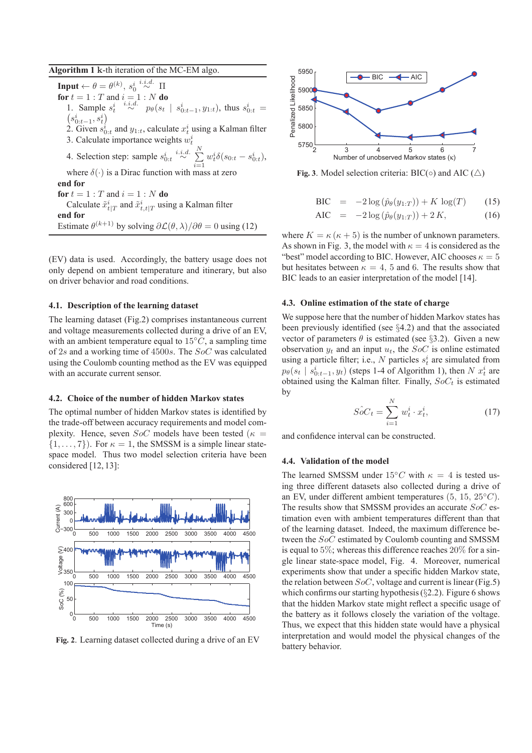**Algorithm 1** k-th iteration of the MC-EM algo.

**Input** $\leftarrow \theta = \theta^{(k)}$, $s_0^i \overset{i.i.d.}{\sim} \Pi$

**for** $t = 1 : T$ and $i = 1 : N$ **do**

1. Sample $s_t^i \overset{i.i.d.}{\sim} p_\theta(s_t \mid s_{0:t-1}^i, y_{1:t})$, thus $s_{0:t}^i = (s_{0:t-1}^i, s_t^i)$
2. Given $s_{0:t}^i$ and $y_{1:t}$, calculate $x_t^i$ using a Kalman filter
3. Calculate importance weights $w_t^i$
4. Selection step: sample $s_{0:t}^i \overset{i.i.d.}{\sim} \sum_{i=1}^{N} w_t^i \delta(s_{0:t} - s_{0:t}^i)$, where $\delta(\cdot)$ is a Dirac function with mass at zero

**end for**

**for** $t = 1 : T$ and $i = 1 : N$ **do**

Calculate $\tilde{x}_{t|T}^i$ and $\tilde{x}_{t,t|T}^i$ using a Kalman filter

**end for**

Estimate $\theta^{(k+1)}$ by solving $\partial \mathcal{L}(\theta, \lambda)/\partial \theta = 0$ using (12)

(EV) data is used. Accordingly, the battery usage does not only depend on ambient temperature and itinerary, but also on driver behavior and road conditions.

### 4.1. Description of the learning dataset

The learning dataset (Fig.2) comprises instantaneous current and voltage measurements collected during a drive of an EV, with an ambient temperature equal to $15°C$, a sampling time of $2s$ and a working time of $4500s$. The $SoC$ was calculated using the Coulomb counting method as the EV was equipped with an accurate current sensor.

### 4.2. Choice of the number of hidden Markov states

The optimal number of hidden Markov states is identified by the trade-off between accuracy requirements and model complexity. Hence, seven $SoC$ models have been tested ($\kappa = \{1, \ldots, 7\}$). For $\kappa = 1$, the SMSSM is a simple linear state-space model. Thus two model selection criteria have been considered [12, 13]:

**Fig. 2**. Learning dataset collected during a drive of an EV

**Fig. 3**. Model selection criteria: BIC(○) and AIC (△)

$$\text{BIC} = -2\log\left(\hat{p}_\theta(y_{1:T})\right) + K\,\log(T) \tag{15}$$

$$\text{AIC} = -2\log\left(\hat{p}_\theta(y_{1:T})\right) + 2\,K, \tag{16}$$

where $K = \kappa(\kappa + 5)$ is the number of unknown parameters. As shown in Fig. 3, the model with $\kappa = 4$ is considered as the "best" model according to BIC. However, AIC chooses $\kappa = 5$ but hesitates between $\kappa = 4$, 5 and 6. The results show that BIC leads to an easier interpretation of the model [14].

### 4.3. Online estimation of the state of charge

We suppose here that the number of hidden Markov states has been previously identified (see §4.2) and that the associated vector of parameters $\theta$ is estimated (see §3.2). Given a new observation $y_t$ and an input $u_t$, the $SoC$ is online estimated using a particle filter; i.e., $N$ particles $s_t^i$ are simulated from $p_\theta(s_t \mid s_{0:t-1}^i, y_t)$ (steps 1-4 of Algorithm 1), then $N$ $x_t^i$ are obtained using the Kalman filter. Finally, $SoC_t$ is estimated by

$$\hat{SoC}_t = \sum_{i=1}^{N} w_t^i \cdot x_t^i, \tag{17}$$

and confidence interval can be constructed.

### 4.4. Validation of the model

The learned SMSSM under $15°C$ with $\kappa = 4$ is tested using three different datasets also collected during a drive of an EV, under different ambient temperatures $(5, 15, 25°C)$. The results show that SMSSM provides an accurate $SoC$ estimation even with ambient temperatures different than that of the learning dataset. Indeed, the maximum difference between the $SoC$ estimated by Coulomb counting and SMSSM is equal to $5\%$; whereas this difference reaches $20\%$ for a single linear state-space model, Fig. 4. Moreover, numerical experiments show that under a specific hidden Markov state, the relation between $SoC$, voltage and current is linear (Fig.5) which confirms our starting hypothesis (§2.2). Figure 6 shows that the hidden Markov state might reflect a specific usage of the battery as it follows closely the variation of the voltage. Thus, we expect that this hidden state would have a physical interpretation and would model the physical changes of the battery behavior.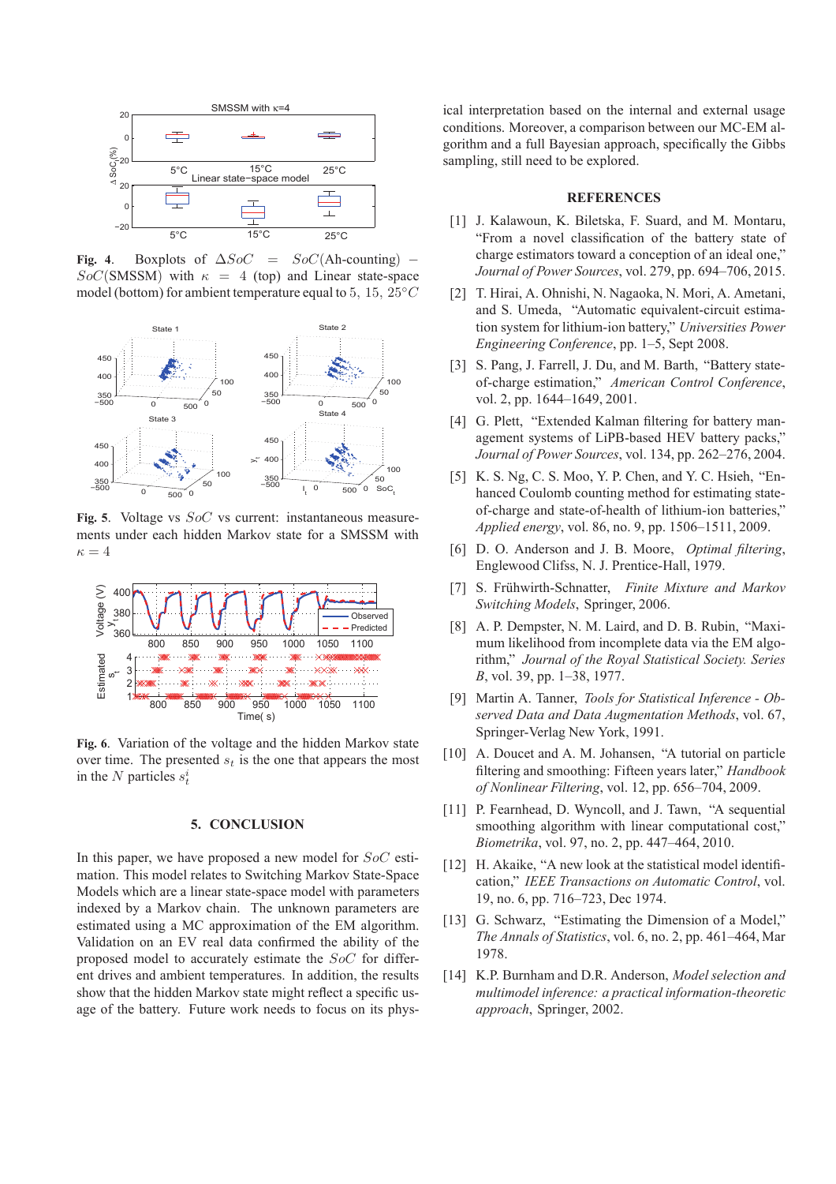SMSSM with κ=4

20
0
−20
Δ SoC (%)
5°C
15°C
25°C

Linear state−space model

20
0
−20
5°C
15°C
25°C

**Fig. 4**. Boxplots of $\Delta SoC = SoC(\text{Ah-counting}) - SoC(\text{SMSSM})$ with $\kappa = 4$ (top) and Linear state-space model (bottom) for ambient temperature equal to $5,\ 15,\ 25°C$

State 1
State 2
State 3
State 4

450
400
350
−500
0
500
0
50
100

$y_t$
$I_t$
$SoC_t$

**Fig. 5**. Voltage vs $SoC$ vs current: instantaneous measurements under each hidden Markov state for a SMSSM with $\kappa = 4$

Voltage (V) $y_t$
400
380
360
800 850 900 950 1000 1050 1100
Observed
Predicted

Estimated $s_t$
4
3
2
1
800 850 900 950 1000 1050 1100
Time( s)

**Fig. 6**. Variation of the voltage and the hidden Markov state over time. The presented $s_t$ is the one that appears the most in the $N$ particles $s_t^i$

## 5. CONCLUSION

In this paper, we have proposed a new model for $SoC$ estimation. This model relates to Switching Markov State-Space Models which are a linear state-space model with parameters indexed by a Markov chain. The unknown parameters are estimated using a MC approximation of the EM algorithm. Validation on an EV real data confirmed the ability of the proposed model to accurately estimate the $SoC$ for different drives and ambient temperatures. In addition, the results show that the hidden Markov state might reflect a specific usage of the battery. Future work needs to focus on its physical interpretation based on the internal and external usage conditions. Moreover, a comparison between our MC-EM algorithm and a full Bayesian approach, specifically the Gibbs sampling, still need to be explored.

## REFERENCES

[1] J. Kalawoun, K. Biletska, F. Suard, and M. Montaru, "From a novel classification of the battery state of charge estimators toward a conception of an ideal one," *Journal of Power Sources*, vol. 279, pp. 694–706, 2015.

[2] T. Hirai, A. Ohnishi, N. Nagaoka, N. Mori, A. Ametani, and S. Umeda, "Automatic equivalent-circuit estimation system for lithium-ion battery," *Universities Power Engineering Conference*, pp. 1–5, Sept 2008.

[3] S. Pang, J. Farrell, J. Du, and M. Barth, "Battery state-of-charge estimation," *American Control Conference*, vol. 2, pp. 1644–1649, 2001.

[4] G. Plett, "Extended Kalman filtering for battery management systems of LiPB-based HEV battery packs," *Journal of Power Sources*, vol. 134, pp. 262–276, 2004.

[5] K. S. Ng, C. S. Moo, Y. P. Chen, and Y. C. Hsieh, "Enhanced Coulomb counting method for estimating state-of-charge and state-of-health of lithium-ion batteries," *Applied energy*, vol. 86, no. 9, pp. 1506–1511, 2009.

[6] D. O. Anderson and J. B. Moore, *Optimal filtering*, Englewood Clifss, N. J. Prentice-Hall, 1979.

[7] S. Frühwirth-Schnatter, *Finite Mixture and Markov Switching Models*, Springer, 2006.

[8] A. P. Dempster, N. M. Laird, and D. B. Rubin, "Maximum likelihood from incomplete data via the EM algorithm," *Journal of the Royal Statistical Society. Series B*, vol. 39, pp. 1–38, 1977.

[9] Martin A. Tanner, *Tools for Statistical Inference - Observed Data and Data Augmentation Methods*, vol. 67, Springer-Verlag New York, 1991.

[10] A. Doucet and A. M. Johansen, "A tutorial on particle filtering and smoothing: Fifteen years later," *Handbook of Nonlinear Filtering*, vol. 12, pp. 656–704, 2009.

[11] P. Fearnhead, D. Wyncoll, and J. Tawn, "A sequential smoothing algorithm with linear computational cost," *Biometrika*, vol. 97, no. 2, pp. 447–464, 2010.

[12] H. Akaike, "A new look at the statistical model identification," *IEEE Transactions on Automatic Control*, vol. 19, no. 6, pp. 716–723, Dec 1974.

[13] G. Schwarz, "Estimating the Dimension of a Model," *The Annals of Statistics*, vol. 6, no. 2, pp. 461–464, Mar 1978.

[14] K.P. Burnham and D.R. Anderson, *Model selection and multimodel inference: a practical information-theoretic approach*, Springer, 2002.